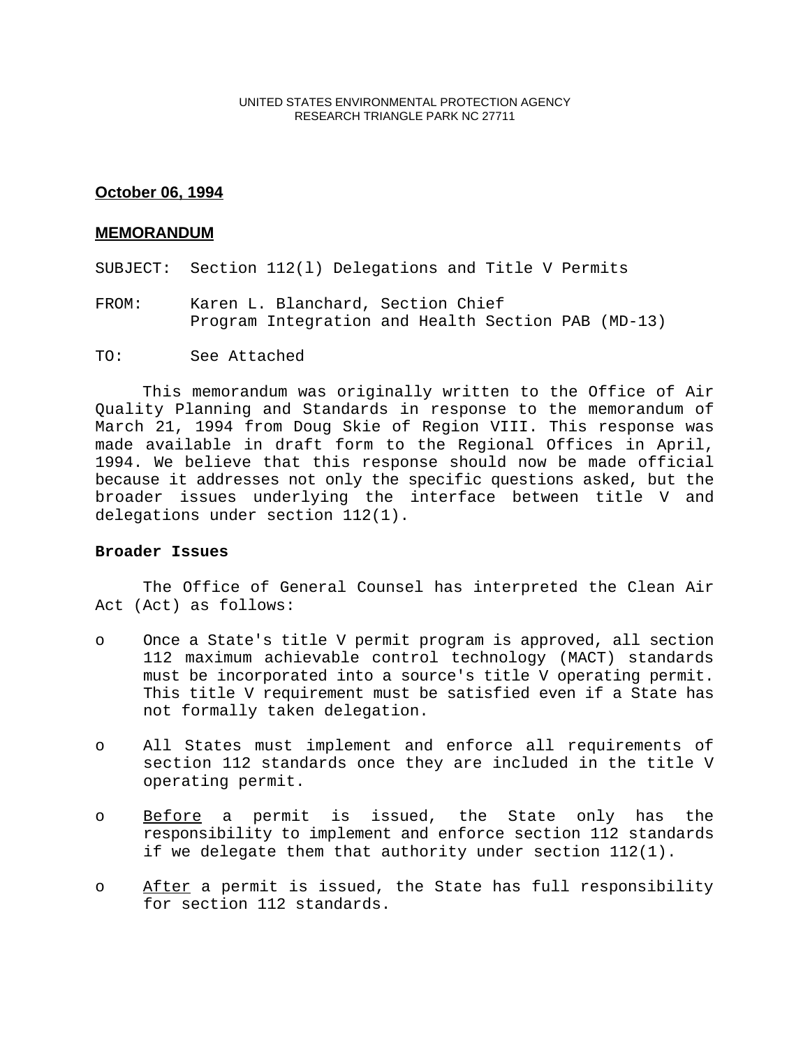UNITED STATES ENVIRONMENTAL PROTECTION AGENCY
RESEARCH TRIANGLE PARK NC 27711

**October 06, 1994**

**MEMORANDUM**

SUBJECT: Section 112(l) Delegations and Title V Permits

FROM: Karen L. Blanchard, Section Chief
Program Integration and Health Section PAB (MD-13)

TO: See Attached

This memorandum was originally written to the Office of Air Quality Planning and Standards in response to the memorandum of March 21, 1994 from Doug Skie of Region VIII. This response was made available in draft form to the Regional Offices in April, 1994. We believe that this response should now be made official because it addresses not only the specific questions asked, but the broader issues underlying the interface between title V and delegations under section 112(1).

**Broader Issues**

The Office of General Counsel has interpreted the Clean Air Act (Act) as follows:

- Once a State's title V permit program is approved, all section 112 maximum achievable control technology (MACT) standards must be incorporated into a source's title V operating permit. This title V requirement must be satisfied even if a State has not formally taken delegation.
- All States must implement and enforce all requirements of section 112 standards once they are included in the title V operating permit.
- Before a permit is issued, the State only has the responsibility to implement and enforce section 112 standards if we delegate them that authority under section 112(1).
- After a permit is issued, the State has full responsibility for section 112 standards.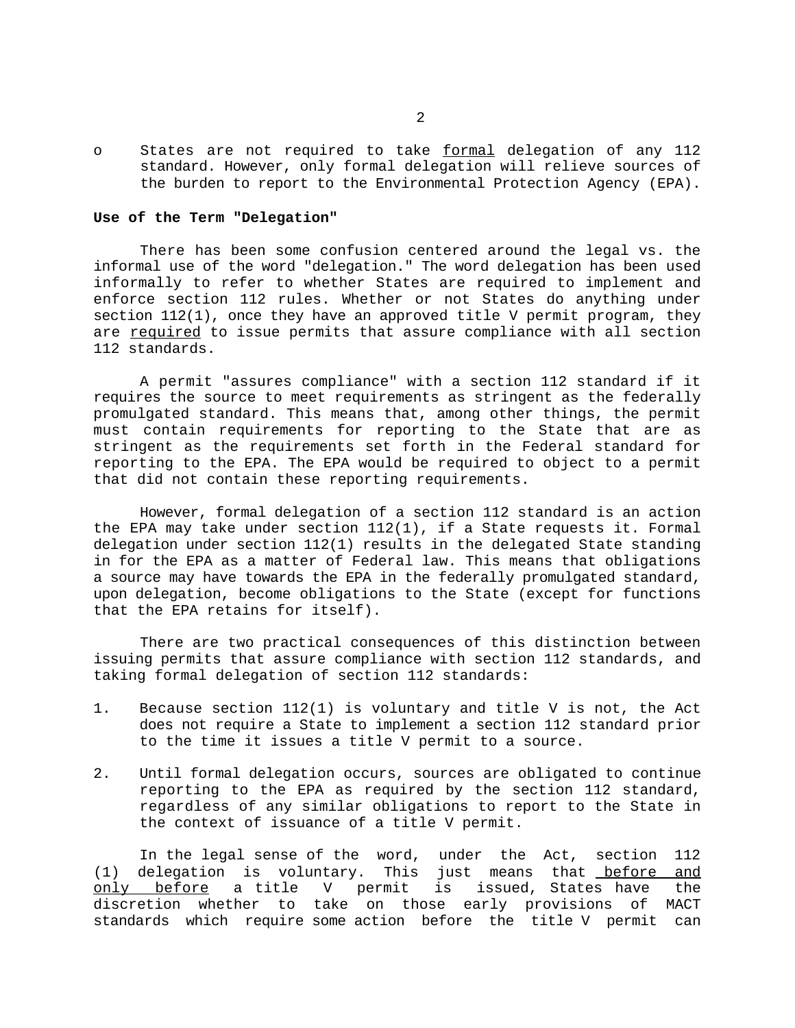- States are not required to take _formal_ delegation of any 112 standard. However, only formal delegation will relieve sources of the burden to report to the Environmental Protection Agency (EPA).

**Use of the Term "Delegation"**

There has been some confusion centered around the legal vs. the informal use of the word "delegation." The word delegation has been used informally to refer to whether States are required to implement and enforce section 112 rules. Whether or not States do anything under section 112(1), once they have an approved title V permit program, they are _required_ to issue permits that assure compliance with all section 112 standards.

A permit "assures compliance" with a section 112 standard if it requires the source to meet requirements as stringent as the federally promulgated standard. This means that, among other things, the permit must contain requirements for reporting to the State that are as stringent as the requirements set forth in the Federal standard for reporting to the EPA. The EPA would be required to object to a permit that did not contain these reporting requirements.

However, formal delegation of a section 112 standard is an action the EPA may take under section 112(1), if a State requests it. Formal delegation under section 112(1) results in the delegated State standing in for the EPA as a matter of Federal law. This means that obligations a source may have towards the EPA in the federally promulgated standard, upon delegation, become obligations to the State (except for functions that the EPA retains for itself).

There are two practical consequences of this distinction between issuing permits that assure compliance with section 112 standards, and taking formal delegation of section 112 standards:

1. Because section 112(1) is voluntary and title V is not, the Act does not require a State to implement a section 112 standard prior to the time it issues a title V permit to a source.

2. Until formal delegation occurs, sources are obligated to continue reporting to the EPA as required by the section 112 standard, regardless of any similar obligations to report to the State in the context of issuance of a title V permit.

In the legal sense of the word, under the Act, section 112 (1) delegation is voluntary. This just means that _before and only before_ a title V permit is issued, States have the discretion whether to take on those early provisions of MACT standards which require some action before the title V permit can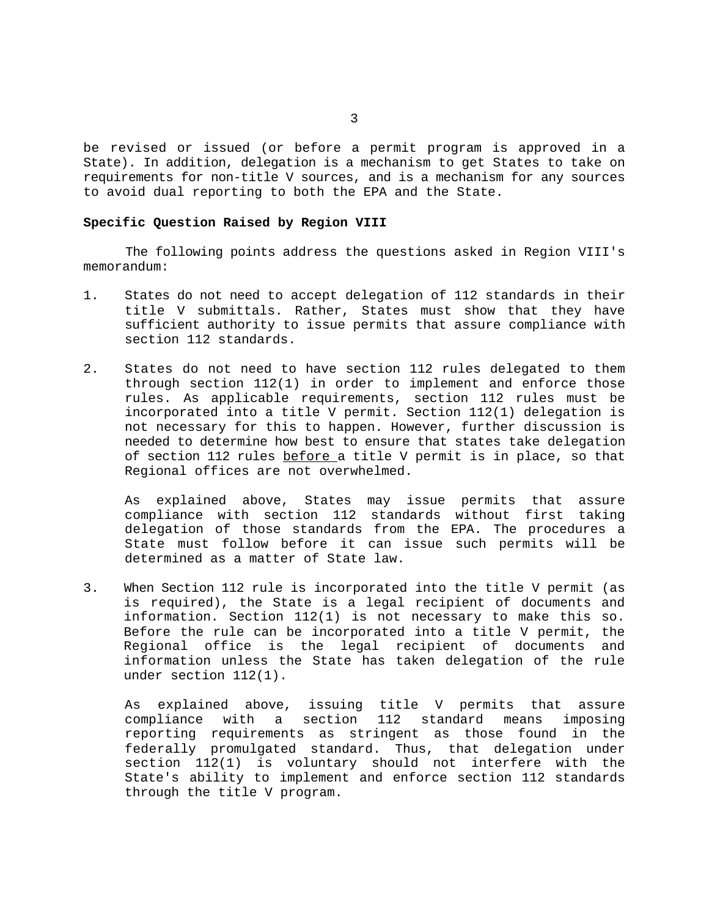be revised or issued (or before a permit program is approved in a State). In addition, delegation is a mechanism to get States to take on requirements for non-title V sources, and is a mechanism for any sources to avoid dual reporting to both the EPA and the State.

**Specific Question Raised by Region VIII**

The following points address the questions asked in Region VIII's memorandum:

1. States do not need to accept delegation of 112 standards in their title V submittals. Rather, States must show that they have sufficient authority to issue permits that assure compliance with section 112 standards.

2. States do not need to have section 112 rules delegated to them through section 112(l) in order to implement and enforce those rules. As applicable requirements, section 112 rules must be incorporated into a title V permit. Section 112(l) delegation is not necessary for this to happen. However, further discussion is needed to determine how best to ensure that states take delegation of section 112 rules <u>before</u> a title V permit is in place, so that Regional offices are not overwhelmed.

   As explained above, States may issue permits that assure compliance with section 112 standards without first taking delegation of those standards from the EPA. The procedures a State must follow before it can issue such permits will be determined as a matter of State law.

3. When Section 112 rule is incorporated into the title V permit (as is required), the State is a legal recipient of documents and information. Section 112(l) is not necessary to make this so. Before the rule can be incorporated into a title V permit, the Regional office is the legal recipient of documents and information unless the State has taken delegation of the rule under section 112(l).

   As explained above, issuing title V permits that assure compliance with a section 112 standard means imposing reporting requirements as stringent as those found in the federally promulgated standard. Thus, that delegation under section 112(l) is voluntary should not interfere with the State's ability to implement and enforce section 112 standards through the title V program.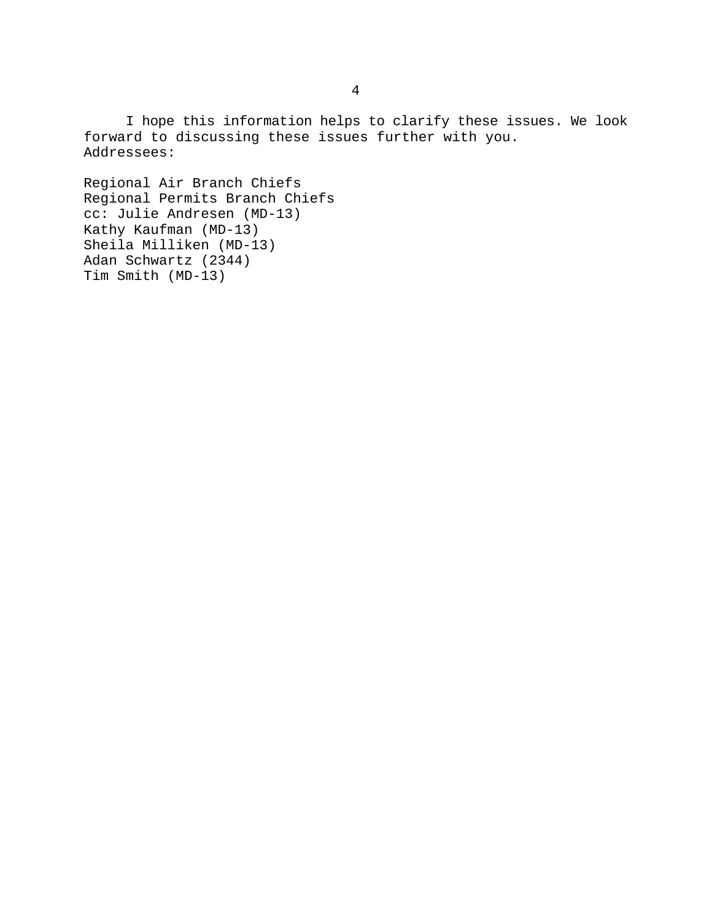I hope this information helps to clarify these issues. We look forward to discussing these issues further with you.

Addressees:

Regional Air Branch Chiefs
Regional Permits Branch Chiefs
cc: Julie Andresen (MD-13)
Kathy Kaufman (MD-13)
Sheila Milliken (MD-13)
Adan Schwartz (2344)
Tim Smith (MD-13)